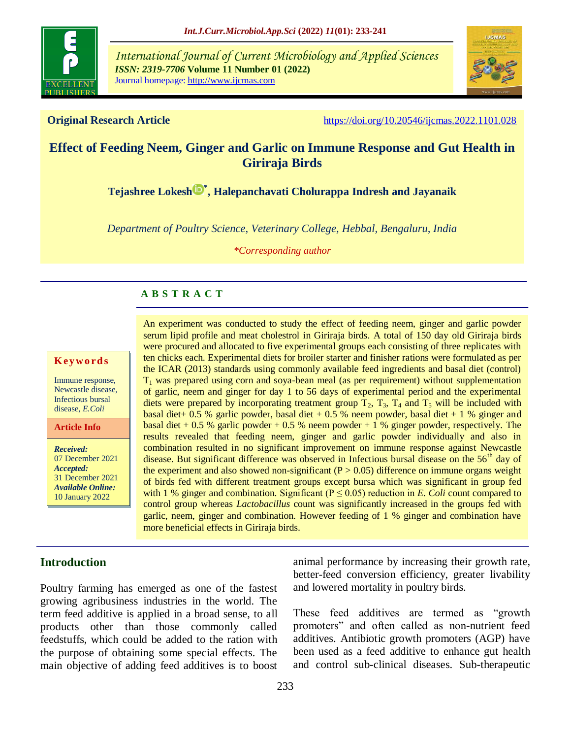International Journal of Current Microbiology and Applied Sciences
*ISSN: 2319-7706* **Volume 11 Number 01 (2022)**
Journal homepage: http://www.ijcmas.com

**Original Research Article** https://doi.org/10.20546/ijcmas.2022.1101.028

# Effect of Feeding Neem, Ginger and Garlic on Immune Response and Gut Health in Giriraja Birds

**Tejashree Lokesh*, Halepanchavati Cholurappa Indresh and Jayanaik**

*Department of Poultry Science, Veterinary College, Hebbal, Bengaluru, India*

*\*Corresponding author*

## ABSTRACT

**Keywords**

Immune response, Newcastle disease, Infectious bursal disease, *E.Coli*

**Article Info**

***Received:*** 07 December 2021
***Accepted:*** 31 December 2021
***Available Online:*** 10 January 2022

An experiment was conducted to study the effect of feeding neem, ginger and garlic powder serum lipid profile and meat cholestrol in Giriraja birds. A total of 150 day old Giriraja birds were procured and allocated to five experimental groups each consisting of three replicates with ten chicks each. Experimental diets for broiler starter and finisher rations were formulated as per the ICAR (2013) standards using commonly available feed ingredients and basal diet (control) $T_1$ was prepared using corn and soya-bean meal (as per requirement) without supplementation of garlic, neem and ginger for day 1 to 56 days of experimental period and the experimental diets were prepared by incorporating treatment group $T_2$, $T_3$, $T_4$ and $T_5$ will be included with basal diet+ 0.5 % garlic powder, basal diet + 0.5 % neem powder, basal diet + 1 % ginger and basal diet + 0.5 % garlic powder + 0.5 % neem powder + 1 % ginger powder, respectively. The results revealed that feeding neem, ginger and garlic powder individually and also in combination resulted in no significant improvement on immune response against Newcastle disease. But significant difference was observed in Infectious bursal disease on the 56th day of the experiment and also showed non-significant ($P > 0.05$) difference on immune organs weight of birds fed with different treatment groups except bursa which was significant in group fed with 1 % ginger and combination. Significant ($P \leq 0.05$) reduction in *E. Coli* count compared to control group whereas *Lactobacillus* count was significantly increased in the groups fed with garlic, neem, ginger and combination. However feeding of 1 % ginger and combination have more beneficial effects in Giriraja birds.

## Introduction

Poultry farming has emerged as one of the fastest growing agribusiness industries in the world. The term feed additive is applied in a broad sense, to all products other than those commonly called feedstuffs, which could be added to the ration with the purpose of obtaining some special effects. The main objective of adding feed additives is to boost animal performance by increasing their growth rate, better-feed conversion efficiency, greater livability and lowered mortality in poultry birds.

These feed additives are termed as "growth promoters" and often called as non-nutrient feed additives. Antibiotic growth promoters (AGP) have been used as a feed additive to enhance gut health and control sub-clinical diseases. Sub-therapeutic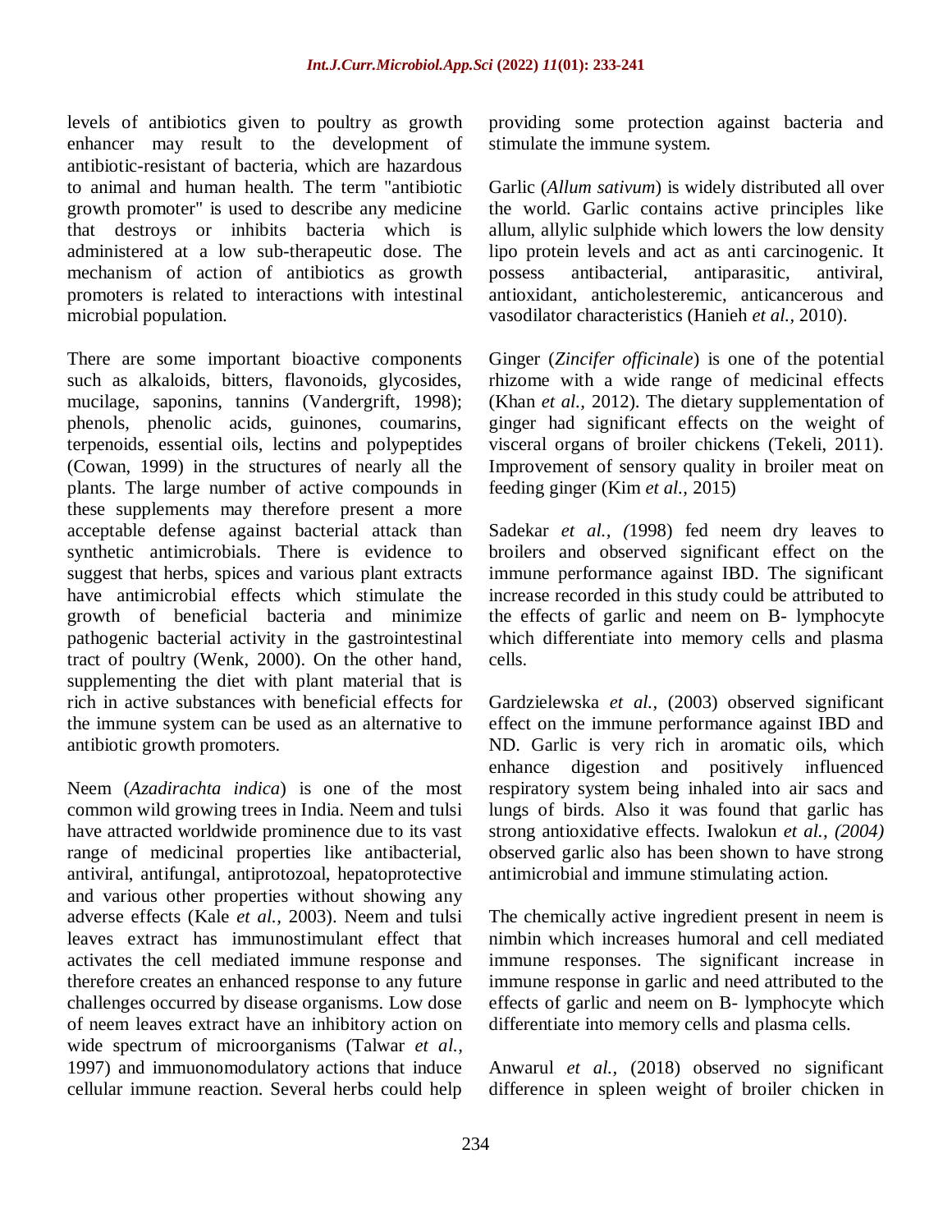levels of antibiotics given to poultry as growth enhancer may result to the development of antibiotic-resistant of bacteria, which are hazardous to animal and human health. The term "antibiotic growth promoter" is used to describe any medicine that destroys or inhibits bacteria which is administered at a low sub-therapeutic dose. The mechanism of action of antibiotics as growth promoters is related to interactions with intestinal microbial population.

There are some important bioactive components such as alkaloids, bitters, flavonoids, glycosides, mucilage, saponins, tannins (Vandergrift, 1998); phenols, phenolic acids, guinones, coumarins, terpenoids, essential oils, lectins and polypeptides (Cowan, 1999) in the structures of nearly all the plants. The large number of active compounds in these supplements may therefore present a more acceptable defense against bacterial attack than synthetic antimicrobials. There is evidence to suggest that herbs, spices and various plant extracts have antimicrobial effects which stimulate the growth of beneficial bacteria and minimize pathogenic bacterial activity in the gastrointestinal tract of poultry (Wenk, 2000). On the other hand, supplementing the diet with plant material that is rich in active substances with beneficial effects for the immune system can be used as an alternative to antibiotic growth promoters.

Neem (*Azadirachta indica*) is one of the most common wild growing trees in India. Neem and tulsi have attracted worldwide prominence due to its vast range of medicinal properties like antibacterial, antiviral, antifungal, antiprotozoal, hepatoprotective and various other properties without showing any adverse effects (Kale *et al.,* 2003). Neem and tulsi leaves extract has immunostimulant effect that activates the cell mediated immune response and therefore creates an enhanced response to any future challenges occurred by disease organisms. Low dose of neem leaves extract have an inhibitory action on wide spectrum of microorganisms (Talwar *et al.,* 1997) and immuonomodulatory actions that induce cellular immune reaction. Several herbs could help providing some protection against bacteria and stimulate the immune system.

Garlic (*Allum sativum*) is widely distributed all over the world. Garlic contains active principles like allum, allylic sulphide which lowers the low density lipo protein levels and act as anti carcinogenic. It possess antibacterial, antiparasitic, antiviral, antioxidant, anticholesteremic, anticancerous and vasodilator characteristics (Hanieh *et al.,* 2010).

Ginger (*Zincifer officinale*) is one of the potential rhizome with a wide range of medicinal effects (Khan *et al.,* 2012). The dietary supplementation of ginger had significant effects on the weight of visceral organs of broiler chickens (Tekeli, 2011). Improvement of sensory quality in broiler meat on feeding ginger (Kim *et al.,* 2015)

Sadekar *et al., (*1998) fed neem dry leaves to broilers and observed significant effect on the immune performance against IBD. The significant increase recorded in this study could be attributed to the effects of garlic and neem on B- lymphocyte which differentiate into memory cells and plasma cells.

Gardzielewska *et al.,* (2003) observed significant effect on the immune performance against IBD and ND. Garlic is very rich in aromatic oils, which enhance digestion and positively influenced respiratory system being inhaled into air sacs and lungs of birds. Also it was found that garlic has strong antioxidative effects. Iwalokun *et al., (2004)* observed garlic also has been shown to have strong antimicrobial and immune stimulating action.

The chemically active ingredient present in neem is nimbin which increases humoral and cell mediated immune responses. The significant increase in immune response in garlic and need attributed to the effects of garlic and neem on B- lymphocyte which differentiate into memory cells and plasma cells.

Anwarul *et al.,* (2018) observed no significant difference in spleen weight of broiler chicken in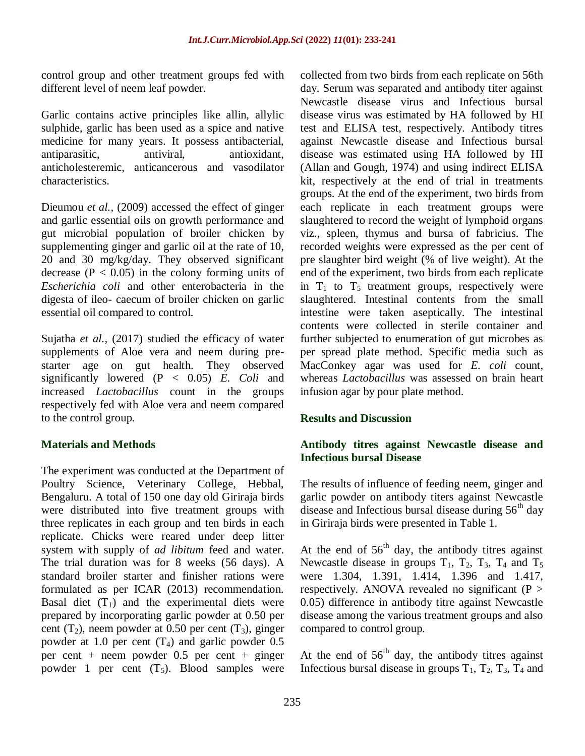control group and other treatment groups fed with different level of neem leaf powder.

Garlic contains active principles like allin, allylic sulphide, garlic has been used as a spice and native medicine for many years. It possess antibacterial, antiparasitic, antiviral, antioxidant, anticholesteremic, anticancerous and vasodilator characteristics.

Dieumou *et al.,* (2009) accessed the effect of ginger and garlic essential oils on growth performance and gut microbial population of broiler chicken by supplementing ginger and garlic oil at the rate of 10, 20 and 30 mg/kg/day. They observed significant decrease ($P < 0.05$) in the colony forming units of *Escherichia coli* and other enterobacteria in the digesta of ileo- caecum of broiler chicken on garlic essential oil compared to control.

Sujatha *et al.,* (2017) studied the efficacy of water supplements of Aloe vera and neem during pre-starter age on gut health. They observed significantly lowered ($P < 0.05$) *E. Coli* and increased *Lactobacillus* count in the groups respectively fed with Aloe vera and neem compared to the control group.

## Materials and Methods

The experiment was conducted at the Department of Poultry Science, Veterinary College, Hebbal, Bengaluru. A total of 150 one day old Giriraja birds were distributed into five treatment groups with three replicates in each group and ten birds in each replicate. Chicks were reared under deep litter system with supply of *ad libitum* feed and water. The trial duration was for 8 weeks (56 days). A standard broiler starter and finisher rations were formulated as per ICAR (2013) recommendation. Basal diet ($T_1$) and the experimental diets were prepared by incorporating garlic powder at 0.50 per cent ($T_2$), neem powder at 0.50 per cent ($T_3$), ginger powder at 1.0 per cent ($T_4$) and garlic powder 0.5 per cent + neem powder 0.5 per cent + ginger powder 1 per cent ($T_5$). Blood samples were collected from two birds from each replicate on 56th day. Serum was separated and antibody titer against Newcastle disease virus and Infectious bursal disease virus was estimated by HA followed by HI test and ELISA test, respectively. Antibody titres against Newcastle disease and Infectious bursal disease was estimated using HA followed by HI (Allan and Gough, 1974) and using indirect ELISA kit, respectively at the end of trial in treatments groups. At the end of the experiment, two birds from each replicate in each treatment groups were slaughtered to record the weight of lymphoid organs viz., spleen, thymus and bursa of fabricius. The recorded weights were expressed as the per cent of pre slaughter bird weight (% of live weight). At the end of the experiment, two birds from each replicate in $T_1$ to $T_5$ treatment groups, respectively were slaughtered. Intestinal contents from the small intestine were taken aseptically. The intestinal contents were collected in sterile container and further subjected to enumeration of gut microbes as per spread plate method. Specific media such as MacConkey agar was used for *E. coli* count, whereas *Lactobacillus* was assessed on brain heart infusion agar by pour plate method.

## Results and Discussion

### Antibody titres against Newcastle disease and Infectious bursal Disease

The results of influence of feeding neem, ginger and garlic powder on antibody titers against Newcastle disease and Infectious bursal disease during 56$^{th}$ day in Giriraja birds were presented in Table 1.

At the end of 56$^{th}$ day, the antibody titres against Newcastle disease in groups $T_1$, $T_2$, $T_3$, $T_4$ and $T_5$ were 1.304, 1.391, 1.414, 1.396 and 1.417, respectively. ANOVA revealed no significant ($P > 0.05$) difference in antibody titre against Newcastle disease among the various treatment groups and also compared to control group.

At the end of 56$^{th}$ day, the antibody titres against Infectious bursal disease in groups $T_1$, $T_2$, $T_3$, $T_4$ and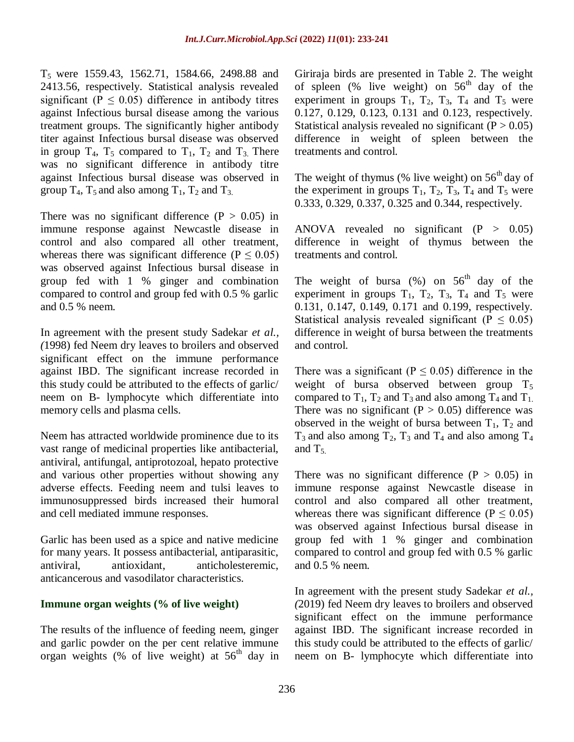$T_5$ were 1559.43, 1562.71, 1584.66, 2498.88 and 2413.56, respectively. Statistical analysis revealed significant ($P \leq 0.05$) difference in antibody titres against Infectious bursal disease among the various treatment groups. The significantly higher antibody titer against Infectious bursal disease was observed in group $T_4$, $T_5$ compared to $T_1$, $T_2$ and $T_3$. There was no significant difference in antibody titre against Infectious bursal disease was observed in group $T_4$, $T_5$ and also among $T_1$, $T_2$ and $T_3$.

There was no significant difference ($P > 0.05$) in immune response against Newcastle disease in control and also compared all other treatment, whereas there was significant difference ($P \leq 0.05$) was observed against Infectious bursal disease in group fed with 1 % ginger and combination compared to control and group fed with 0.5 % garlic and 0.5 % neem.

In agreement with the present study Sadekar *et al., (*1998) fed Neem dry leaves to broilers and observed significant effect on the immune performance against IBD. The significant increase recorded in this study could be attributed to the effects of garlic/ neem on B- lymphocyte which differentiate into memory cells and plasma cells.

Neem has attracted worldwide prominence due to its vast range of medicinal properties like antibacterial, antiviral, antifungal, antiprotozoal, hepato protective and various other properties without showing any adverse effects. Feeding neem and tulsi leaves to immunosuppressed birds increased their humoral and cell mediated immune responses.

Garlic has been used as a spice and native medicine for many years. It possess antibacterial, antiparasitic, antiviral, antioxidant, anticholesteremic, anticancerous and vasodilator characteristics.

### Immune organ weights (% of live weight)

The results of the influence of feeding neem, ginger and garlic powder on the per cent relative immune organ weights (% of live weight) at 56th day in Giriraja birds are presented in Table 2. The weight of spleen (% live weight) on 56th day of the experiment in groups $T_1$, $T_2$, $T_3$, $T_4$ and $T_5$ were 0.127, 0.129, 0.123, 0.131 and 0.123, respectively. Statistical analysis revealed no significant ($P > 0.05$) difference in weight of spleen between the treatments and control.

The weight of thymus (% live weight) on 56th day of the experiment in groups $T_1$, $T_2$, $T_3$, $T_4$ and $T_5$ were 0.333, 0.329, 0.337, 0.325 and 0.344, respectively.

ANOVA revealed no significant ($P > 0.05$) difference in weight of thymus between the treatments and control.

The weight of bursa (%) on 56th day of the experiment in groups $T_1$, $T_2$, $T_3$, $T_4$ and $T_5$ were 0.131, 0.147, 0.149, 0.171 and 0.199, respectively. Statistical analysis revealed significant ($P \leq 0.05$) difference in weight of bursa between the treatments and control.

There was a significant ($P \leq 0.05$) difference in the weight of bursa observed between group $T_5$ compared to $T_1$, $T_2$ and $T_3$ and also among $T_4$ and $T_1$. There was no significant ($P > 0.05$) difference was observed in the weight of bursa between $T_1$, $T_2$ and $T_3$ and also among $T_2$, $T_3$ and $T_4$ and also among $T_4$ and $T_5$.

There was no significant difference ($P > 0.05$) in immune response against Newcastle disease in control and also compared all other treatment, whereas there was significant difference ($P \leq 0.05$) was observed against Infectious bursal disease in group fed with 1 % ginger and combination compared to control and group fed with 0.5 % garlic and 0.5 % neem.

In agreement with the present study Sadekar *et al., (*2019) fed Neem dry leaves to broilers and observed significant effect on the immune performance against IBD. The significant increase recorded in this study could be attributed to the effects of garlic/ neem on B- lymphocyte which differentiate into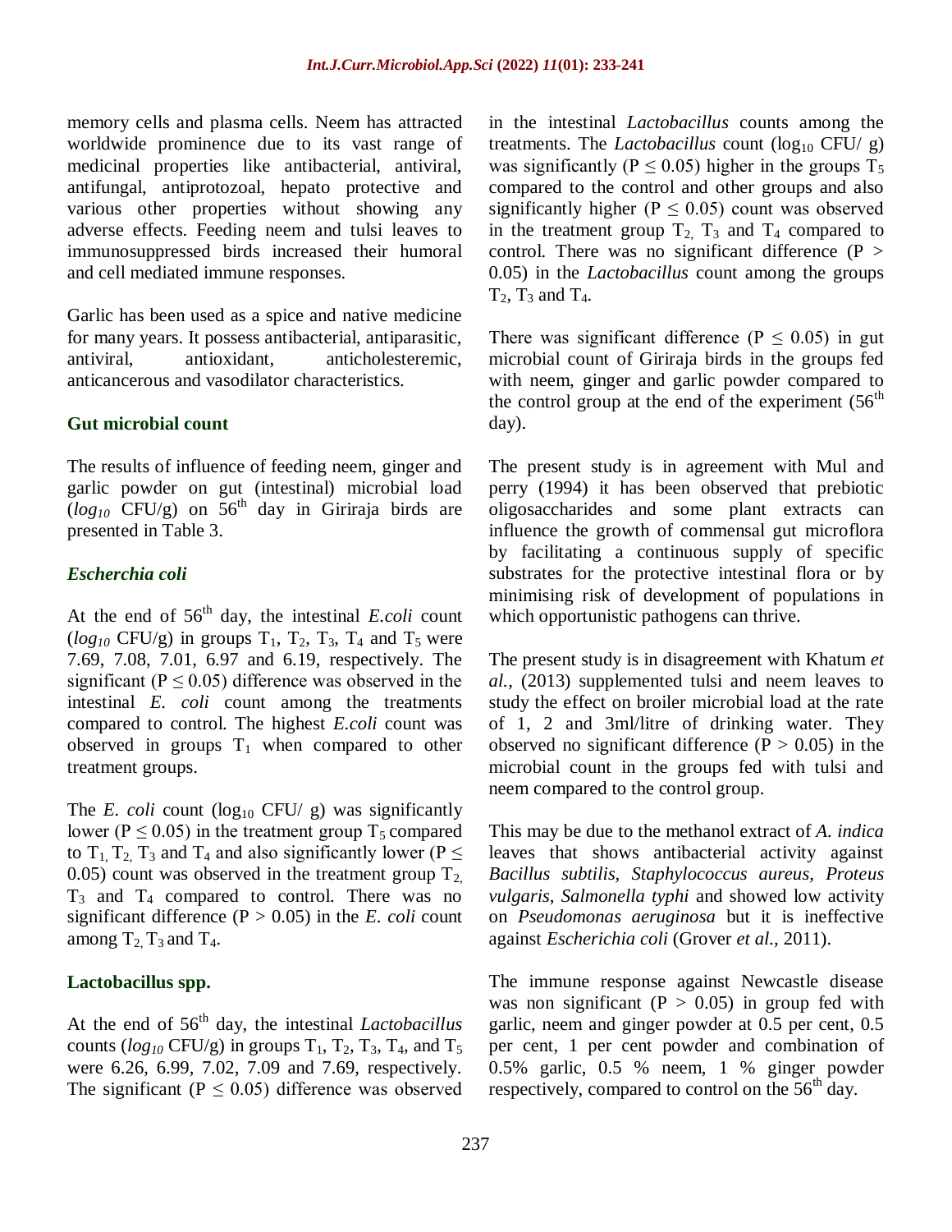memory cells and plasma cells. Neem has attracted worldwide prominence due to its vast range of medicinal properties like antibacterial, antiviral, antifungal, antiprotozoal, hepato protective and various other properties without showing any adverse effects. Feeding neem and tulsi leaves to immunosuppressed birds increased their humoral and cell mediated immune responses.

Garlic has been used as a spice and native medicine for many years. It possess antibacterial, antiparasitic, antiviral, antioxidant, anticholesteremic, anticancerous and vasodilator characteristics.

## Gut microbial count

The results of influence of feeding neem, ginger and garlic powder on gut (intestinal) microbial load (*log₁₀* CFU/g) on 56th day in Giriraja birds are presented in Table 3.

### *Escherchia coli*

At the end of 56th day, the intestinal *E.coli* count ($log_{10}$ CFU/g) in groups $T_1$, $T_2$, $T_3$, $T_4$ and $T_5$ were 7.69, 7.08, 7.01, 6.97 and 6.19, respectively. The significant ($P \leq 0.05$) difference was observed in the intestinal *E. coli* count among the treatments compared to control. The highest *E.coli* count was observed in groups $T_1$ when compared to other treatment groups.

The *E. coli* count ($log_{10}$ CFU/ g) was significantly lower ($P \leq 0.05$) in the treatment group $T_5$ compared to $T_1$, $T_2$, $T_3$ and $T_4$ and also significantly lower ($P \leq 0.05$) count was observed in the treatment group $T_2$, $T_3$ and $T_4$ compared to control. There was no significant difference ($P > 0.05$) in the *E. coli* count among $T_2$, $T_3$ and $T_4$.

### Lactobacillus spp.

At the end of 56th day, the intestinal *Lactobacillus* counts ($log_{10}$ CFU/g) in groups $T_1$, $T_2$, $T_3$, $T_4$, and $T_5$ were 6.26, 6.99, 7.02, 7.09 and 7.69, respectively. The significant ($P \leq 0.05$) difference was observed in the intestinal *Lactobacillus* counts among the treatments. The *Lactobacillus* count ($log_{10}$ CFU/ g) was significantly ($P \leq 0.05$) higher in the groups $T_5$ compared to the control and other groups and also significantly higher ($P \leq 0.05$) count was observed in the treatment group $T_2$, $T_3$ and $T_4$ compared to control. There was no significant difference ($P > 0.05$) in the *Lactobacillus* count among the groups $T_2$, $T_3$ and $T_4$.

There was significant difference ($P \leq 0.05$) in gut microbial count of Giriraja birds in the groups fed with neem, ginger and garlic powder compared to the control group at the end of the experiment (56th day).

The present study is in agreement with Mul and perry (1994) it has been observed that prebiotic oligosaccharides and some plant extracts can influence the growth of commensal gut microflora by facilitating a continuous supply of specific substrates for the protective intestinal flora or by minimising risk of development of populations in which opportunistic pathogens can thrive.

The present study is in disagreement with Khatum *et al.,* (2013) supplemented tulsi and neem leaves to study the effect on broiler microbial load at the rate of 1, 2 and 3ml/litre of drinking water. They observed no significant difference ($P > 0.05$) in the microbial count in the groups fed with tulsi and neem compared to the control group.

This may be due to the methanol extract of *A. indica* leaves that shows antibacterial activity against *Bacillus subtilis*, *Staphylococcus aureus*, *Proteus vulgaris*, *Salmonella typhi* and showed low activity on *Pseudomonas aeruginosa* but it is ineffective against *Escherichia coli* (Grover *et al.,* 2011).

The immune response against Newcastle disease was non significant ($P > 0.05$) in group fed with garlic, neem and ginger powder at 0.5 per cent, 0.5 per cent, 1 per cent powder and combination of 0.5% garlic, 0.5 % neem, 1 % ginger powder respectively, compared to control on the 56th day.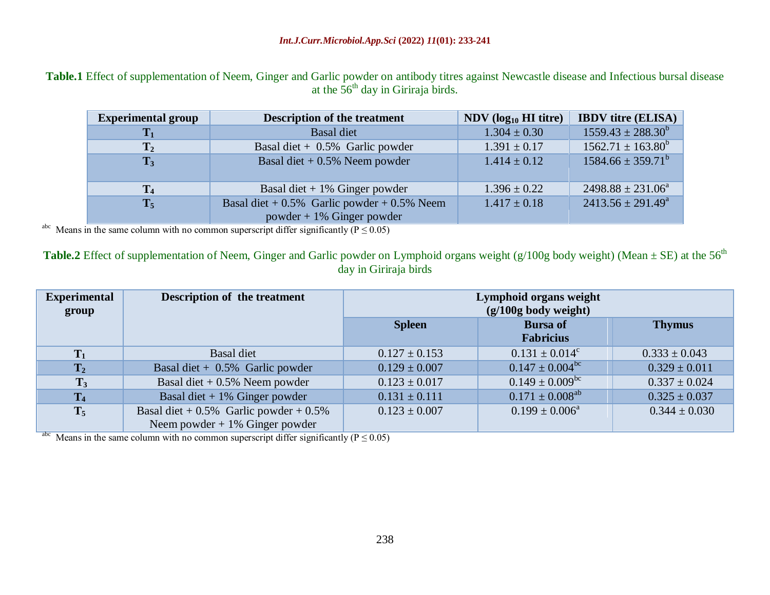**Table.1** Effect of supplementation of Neem, Ginger and Garlic powder on antibody titres against Newcastle disease and Infectious bursal disease at the 56th day in Giriraja birds.

| Experimental group | Description of the treatment | NDV ($log_{10}$ HI titre) | IBDV titre (ELISA) |
|---|---|---|---|
| $T_1$ | Basal diet | 1.304 ± 0.30 | 1559.43 ± 288.30$^b$ |
| $T_2$ | Basal diet + 0.5% Garlic powder | 1.391 ± 0.17 | 1562.71 ± 163.80$^b$ |
| $T_3$ | Basal diet + 0.5% Neem powder | 1.414 ± 0.12 | 1584.66 ± 359.71$^b$ |
| $T_4$ | Basal diet + 1% Ginger powder | 1.396 ± 0.22 | 2498.88 ± 231.06$^a$ |
| $T_5$ | Basal diet + 0.5% Garlic powder + 0.5% Neem powder + 1% Ginger powder | 1.417 ± 0.18 | 2413.56 ± 291.49$^a$ |

abc Means in the same column with no common superscript differ significantly ($P \leq 0.05$)

**Table.2** Effect of supplementation of Neem, Ginger and Garlic powder on Lymphoid organs weight (g/100g body weight) (Mean ± SE) at the 56th day in Giriraja birds

| Experimental group | Description of the treatment | Lymphoid organs weight (g/100g body weight) | | |
|---|---|---|---|---|
| | | Spleen | Bursa of Fabricius | Thymus |
| $T_1$ | Basal diet | 0.127 ± 0.153 | 0.131 ± 0.014$^c$ | 0.333 ± 0.043 |
| $T_2$ | Basal diet + 0.5% Garlic powder | 0.129 ± 0.007 | 0.147 ± 0.004$^{bc}$ | 0.329 ± 0.011 |
| $T_3$ | Basal diet + 0.5% Neem powder | 0.123 ± 0.017 | 0.149 ± 0.009$^{bc}$ | 0.337 ± 0.024 |
| $T_4$ | Basal diet + 1% Ginger powder | 0.131 ± 0.111 | 0.171 ± 0.008$^{ab}$ | 0.325 ± 0.037 |
| $T_5$ | Basal diet + 0.5% Garlic powder + 0.5% Neem powder + 1% Ginger powder | 0.123 ± 0.007 | 0.199 ± 0.006$^a$ | 0.344 ± 0.030 |

abc Means in the same column with no common superscript differ significantly ($P \leq 0.05$)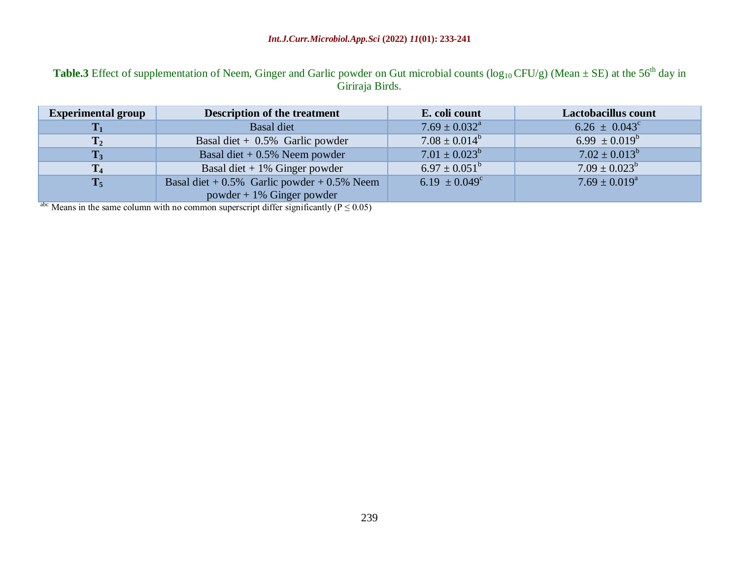**Table.3** Effect of supplementation of Neem, Ginger and Garlic powder on Gut microbial counts ($log_{10}$ CFU/g) (Mean ± SE) at the 56th day in Giriraja Birds.

| Experimental group | Description of the treatment | E. coli count | Lactobacillus count |
|---|---|---|---|
| $T_1$ | Basal diet | $7.69 \pm 0.032^a$ | $6.26 \pm 0.043^c$ |
| $T_2$ | Basal diet + 0.5% Garlic powder | $7.08 \pm 0.014^b$ | $6.99 \pm 0.019^b$ |
| $T_3$ | Basal diet + 0.5% Neem powder | $7.01 \pm 0.023^b$ | $7.02 \pm 0.013^b$ |
| $T_4$ | Basal diet + 1% Ginger powder | $6.97 \pm 0.051^b$ | $7.09 \pm 0.023^b$ |
| $T_5$ | Basal diet + 0.5% Garlic powder + 0.5% Neem powder + 1% Ginger powder | $6.19 \pm 0.049^c$ | $7.69 \pm 0.019^a$ |

abc Means in the same column with no common superscript differ significantly ($P \leq 0.05$)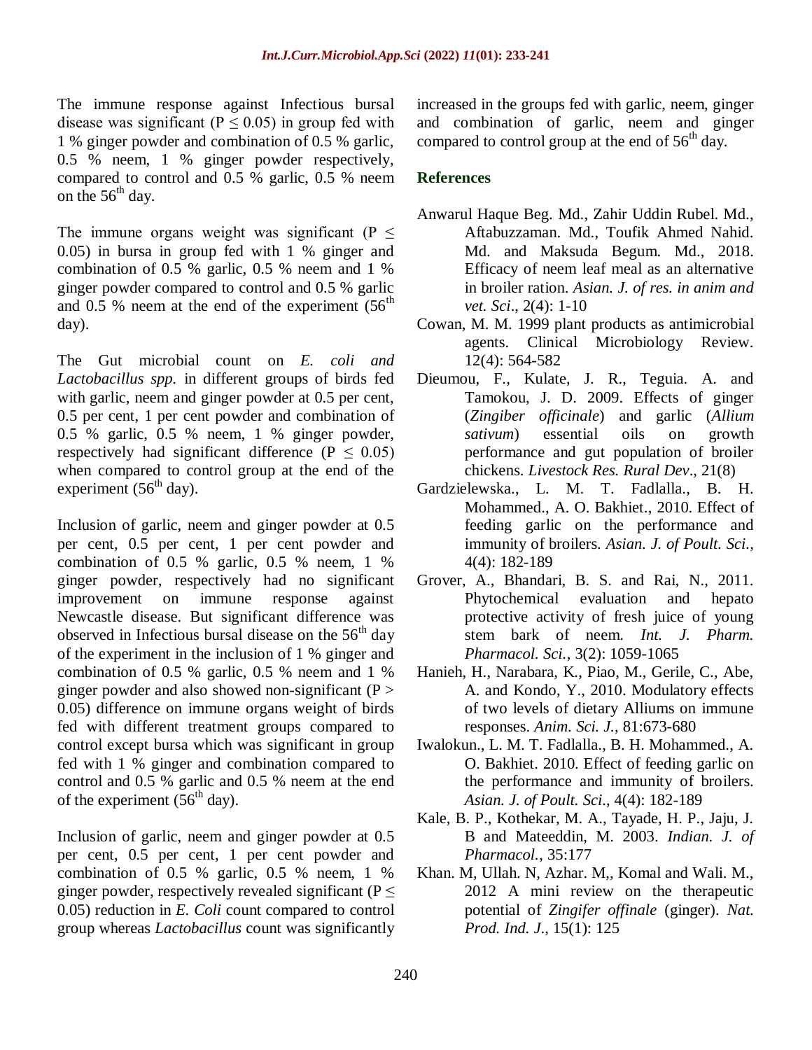The immune response against Infectious bursal disease was significant ($P \leq 0.05$) in group fed with 1 % ginger powder and combination of 0.5 % garlic, 0.5 % neem, 1 % ginger powder respectively, compared to control and 0.5 % garlic, 0.5 % neem on the 56th day.

The immune organs weight was significant ($P \leq 0.05$) in bursa in group fed with 1 % ginger and combination of 0.5 % garlic, 0.5 % neem and 1 % ginger powder compared to control and 0.5 % garlic and 0.5 % neem at the end of the experiment (56th day).

The Gut microbial count on *E. coli and Lactobacillus spp.* in different groups of birds fed with garlic, neem and ginger powder at 0.5 per cent, 0.5 per cent, 1 per cent powder and combination of 0.5 % garlic, 0.5 % neem, 1 % ginger powder, respectively had significant difference ($P \leq 0.05$) when compared to control group at the end of the experiment (56th day).

Inclusion of garlic, neem and ginger powder at 0.5 per cent, 0.5 per cent, 1 per cent powder and combination of 0.5 % garlic, 0.5 % neem, 1 % ginger powder, respectively had no significant improvement on immune response against Newcastle disease. But significant difference was observed in Infectious bursal disease on the 56th day of the experiment in the inclusion of 1 % ginger and combination of 0.5 % garlic, 0.5 % neem and 1 % ginger powder and also showed non-significant ($P > 0.05$) difference on immune organs weight of birds fed with different treatment groups compared to control except bursa which was significant in group fed with 1 % ginger and combination compared to control and 0.5 % garlic and 0.5 % neem at the end of the experiment (56th day).

Inclusion of garlic, neem and ginger powder at 0.5 per cent, 0.5 per cent, 1 per cent powder and combination of 0.5 % garlic, 0.5 % neem, 1 % ginger powder, respectively revealed significant ($P \leq 0.05$) reduction in *E. Coli* count compared to control group whereas *Lactobacillus* count was significantly increased in the groups fed with garlic, neem, ginger and combination of garlic, neem and ginger compared to control group at the end of 56th day.

## References

Anwarul Haque Beg. Md., Zahir Uddin Rubel. Md., Aftabuzzaman. Md., Toufik Ahmed Nahid. Md. and Maksuda Begum. Md., 2018. Efficacy of neem leaf meal as an alternative in broiler ration. *Asian. J. of res. in anim and vet. Sci*., 2(4): 1-10

Cowan, M. M. 1999 plant products as antimicrobial agents. Clinical Microbiology Review. 12(4): 564-582

Dieumou, F., Kulate, J. R., Teguia. A. and Tamokou, J. D. 2009. Effects of ginger (*Zingiber officinale*) and garlic (*Allium sativum*) essential oils on growth performance and gut population of broiler chickens. *Livestock Res. Rural Dev*., 21(8)

Gardzielewska., L. M. T. Fadlalla., B. H. Mohammed., A. O. Bakhiet., 2010. Effect of feeding garlic on the performance and immunity of broilers. *Asian. J. of Poult. Sci.,* 4(4): 182-189

Grover, A., Bhandari, B. S. and Rai, N., 2011. Phytochemical evaluation and hepato protective activity of fresh juice of young stem bark of neem. *Int. J. Pharm. Pharmacol. Sci.,* 3(2): 1059-1065

Hanieh, H., Narabara, K., Piao, M., Gerile, C., Abe, A. and Kondo, Y., 2010. Modulatory effects of two levels of dietary Alliums on immune responses. *Anim. Sci. J.*, 81:673-680

Iwalokun., L. M. T. Fadlalla., B. H. Mohammed., A. O. Bakhiet. 2010. Effect of feeding garlic on the performance and immunity of broilers. *Asian. J. of Poult. Sci*., 4(4): 182-189

Kale, B. P., Kothekar, M. A., Tayade, H. P., Jaju, J. B and Mateeddin, M. 2003. *Indian. J. of Pharmacol.*, 35:177

Khan. M, Ullah. N, Azhar. M,, Komal and Wali. M., 2012 A mini review on the therapeutic potential of *Zingifer offinale* (ginger). *Nat. Prod. Ind. J*., 15(1): 125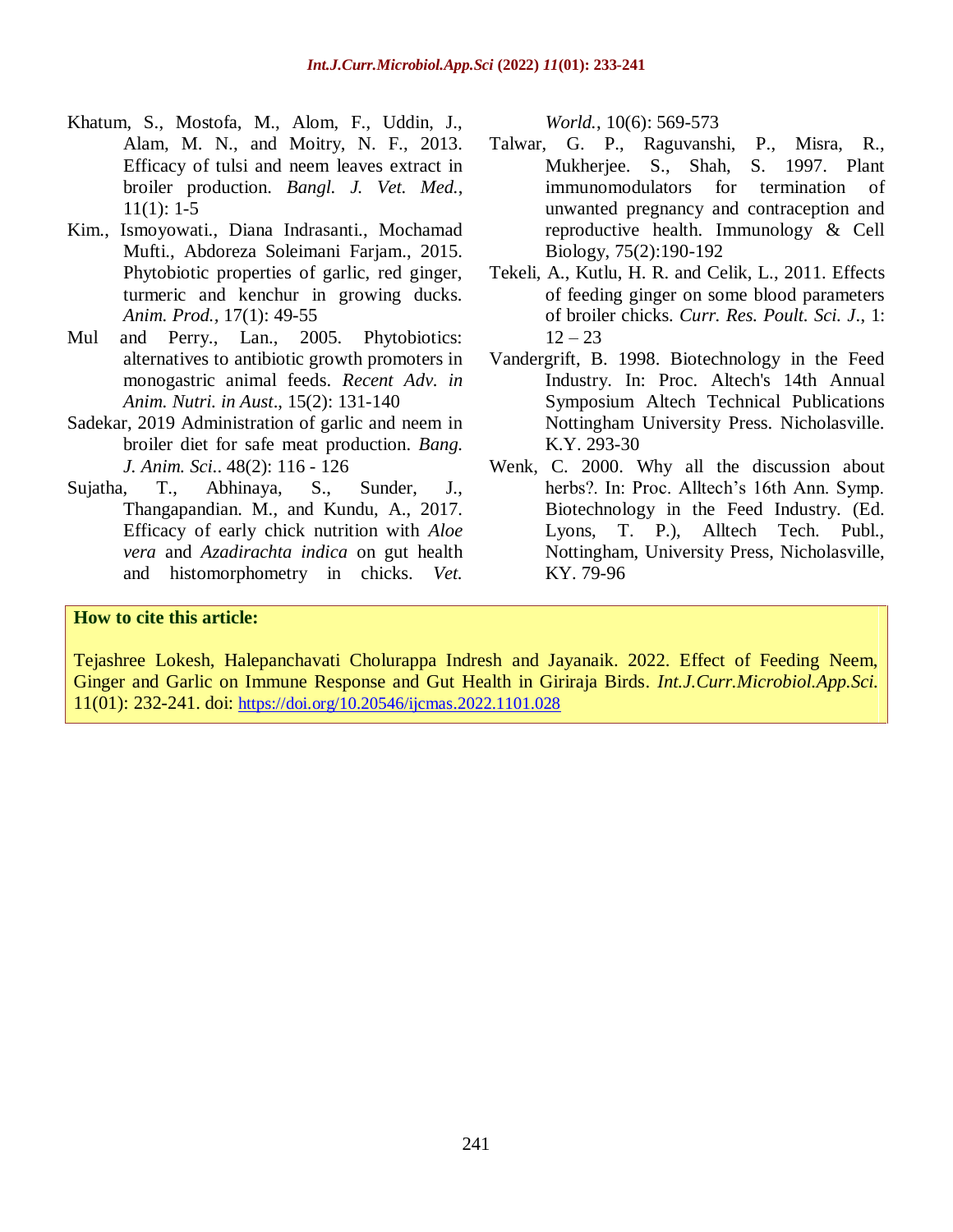Khatum, S., Mostofa, M., Alom, F., Uddin, J., Alam, M. N., and Moitry, N. F., 2013. Efficacy of tulsi and neem leaves extract in broiler production. *Bangl. J. Vet. Med.*, 11(1): 1-5

Kim., Ismoyowati., Diana Indrasanti., Mochamad Mufti., Abdoreza Soleimani Farjam., 2015. Phytobiotic properties of garlic, red ginger, turmeric and kenchur in growing ducks. *Anim. Prod.*, 17(1): 49-55

Mul and Perry., Lan., 2005. Phytobiotics: alternatives to antibiotic growth promoters in monogastric animal feeds. *Recent Adv. in Anim. Nutri. in Aust*., 15(2): 131-140

Sadekar, 2019 Administration of garlic and neem in broiler diet for safe meat production. *Bang. J. Anim. Sci*.. 48(2): 116 - 126

Sujatha, T., Abhinaya, S., Sunder, J., Thangapandian. M., and Kundu, A., 2017. Efficacy of early chick nutrition with *Aloe vera* and *Azadirachta indica* on gut health and histomorphometry in chicks. *Vet. World.*, 10(6): 569-573

Talwar, G. P., Raguvanshi, P., Misra, R., Mukherjee. S., Shah, S. 1997. Plant immunomodulators for termination of unwanted pregnancy and contraception and reproductive health. Immunology & Cell Biology, 75(2):190-192

Tekeli, A., Kutlu, H. R. and Celik, L., 2011. Effects of feeding ginger on some blood parameters of broiler chicks. *Curr. Res. Poult. Sci. J*., 1: 12 – 23

Vandergrift, B. 1998. Biotechnology in the Feed Industry. In: Proc. Altech's 14th Annual Symposium Altech Technical Publications Nottingham University Press. Nicholasville. K.Y. 293-30

Wenk, C. 2000. Why all the discussion about herbs?. In: Proc. Alltech's 16th Ann. Symp. Biotechnology in the Feed Industry. (Ed. Lyons, T. P.), Alltech Tech. Publ., Nottingham, University Press, Nicholasville, KY. 79-96

**How to cite this article:**

Tejashree Lokesh, Halepanchavati Cholurappa Indresh and Jayanaik. 2022. Effect of Feeding Neem, Ginger and Garlic on Immune Response and Gut Health in Giriraja Birds. *Int.J.Curr.Microbiol.App.Sci.* 11(01): 232-241. doi: https://doi.org/10.20546/ijcmas.2022.1101.028